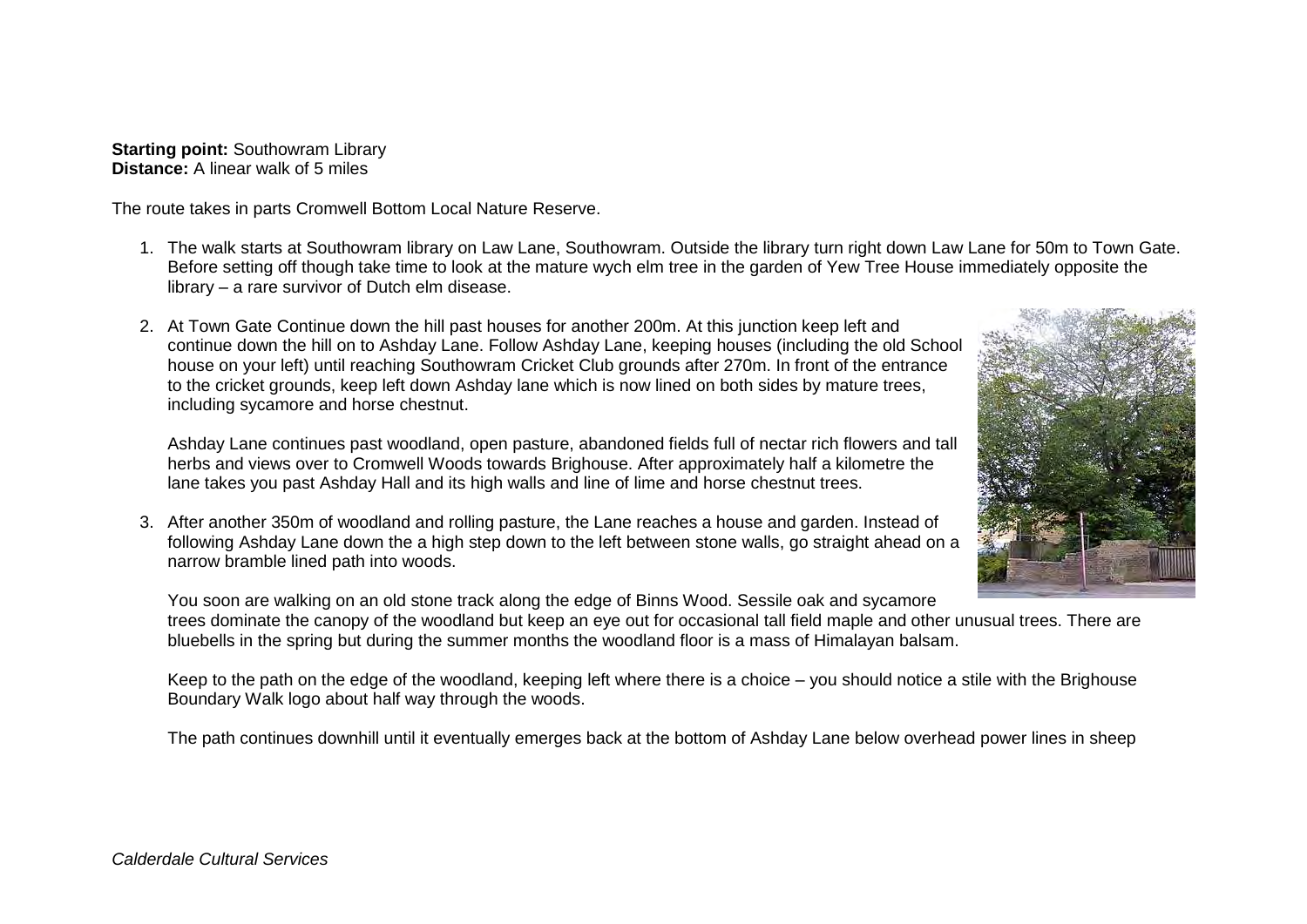**Starting point:** Southowram Library
**Distance:** A linear walk of 5 miles

The route takes in parts Cromwell Bottom Local Nature Reserve.

1. The walk starts at Southowram library on Law Lane, Southowram. Outside the library turn right down Law Lane for 50m to Town Gate. Before setting off though take time to look at the mature wych elm tree in the garden of Yew Tree House immediately opposite the library – a rare survivor of Dutch elm disease.

2. At Town Gate Continue down the hill past houses for another 200m. At this junction keep left and continue down the hill on to Ashday Lane. Follow Ashday Lane, keeping houses (including the old School house on your left) until reaching Southowram Cricket Club grounds after 270m. In front of the entrance to the cricket grounds, keep left down Ashday lane which is now lined on both sides by mature trees, including sycamore and horse chestnut.

   Ashday Lane continues past woodland, open pasture, abandoned fields full of nectar rich flowers and tall herbs and views over to Cromwell Woods towards Brighouse. After approximately half a kilometre the lane takes you past Ashday Hall and its high walls and line of lime and horse chestnut trees.

3. After another 350m of woodland and rolling pasture, the Lane reaches a house and garden. Instead of following Ashday Lane down the a high step down to the left between stone walls, go straight ahead on a narrow bramble lined path into woods.

   You soon are walking on an old stone track along the edge of Binns Wood. Sessile oak and sycamore trees dominate the canopy of the woodland but keep an eye out for occasional tall field maple and other unusual trees. There are bluebells in the spring but during the summer months the woodland floor is a mass of Himalayan balsam.

   Keep to the path on the edge of the woodland, keeping left where there is a choice – you should notice a stile with the Brighouse Boundary Walk logo about half way through the woods.

   The path continues downhill until it eventually emerges back at the bottom of Ashday Lane below overhead power lines in sheep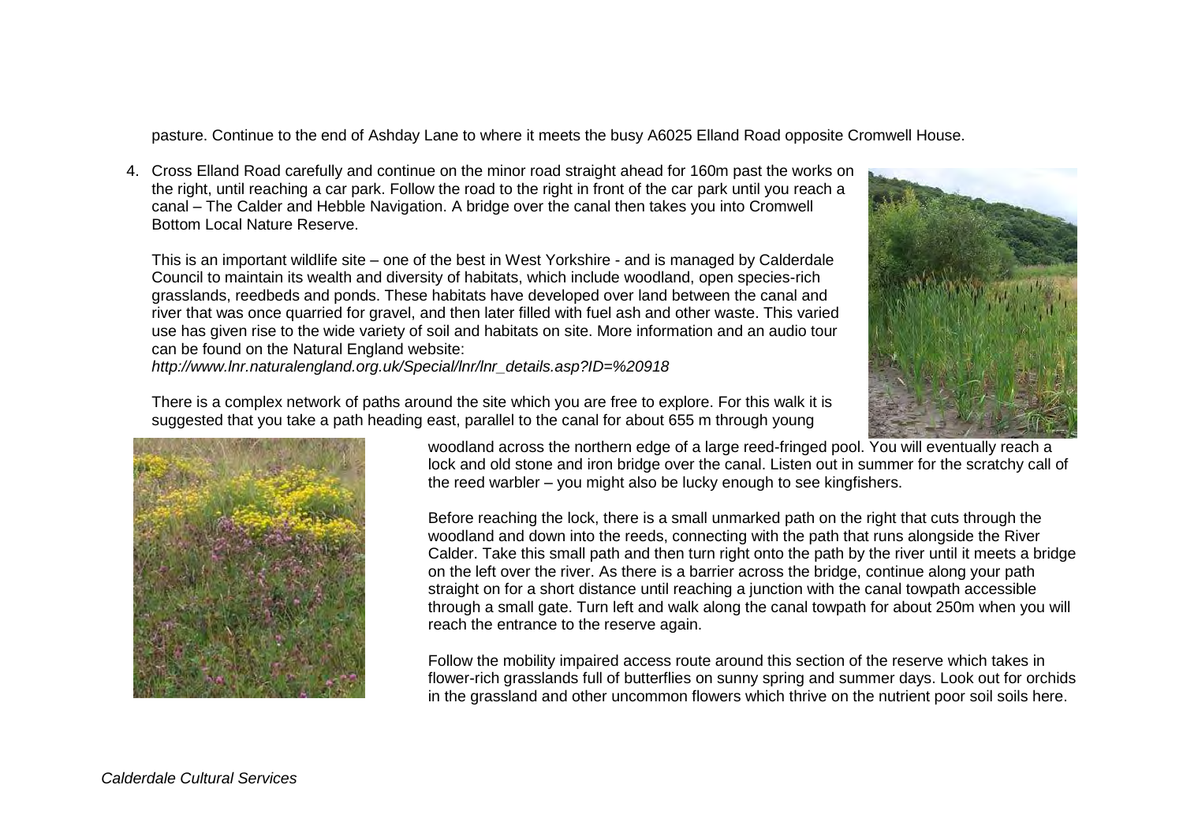pasture. Continue to the end of Ashday Lane to where it meets the busy A6025 Elland Road opposite Cromwell House.

4. Cross Elland Road carefully and continue on the minor road straight ahead for 160m past the works on the right, until reaching a car park. Follow the road to the right in front of the car park until you reach a canal – The Calder and Hebble Navigation. A bridge over the canal then takes you into Cromwell Bottom Local Nature Reserve.

   This is an important wildlife site – one of the best in West Yorkshire - and is managed by Calderdale Council to maintain its wealth and diversity of habitats, which include woodland, open species-rich grasslands, reedbeds and ponds. These habitats have developed over land between the canal and river that was once quarried for gravel, and then later filled with fuel ash and other waste. This varied use has given rise to the wide variety of soil and habitats on site. More information and an audio tour can be found on the Natural England website:
   *http://www.lnr.naturalengland.org.uk/Special/lnr/lnr_details.asp?ID=%20918*

   There is a complex network of paths around the site which you are free to explore. For this walk it is suggested that you take a path heading east, parallel to the canal for about 655 m through young woodland across the northern edge of a large reed-fringed pool. You will eventually reach a lock and old stone and iron bridge over the canal. Listen out in summer for the scratchy call of the reed warbler – you might also be lucky enough to see kingfishers.

   Before reaching the lock, there is a small unmarked path on the right that cuts through the woodland and down into the reeds, connecting with the path that runs alongside the River Calder. Take this small path and then turn right onto the path by the river until it meets a bridge on the left over the river. As there is a barrier across the bridge, continue along your path straight on for a short distance until reaching a junction with the canal towpath accessible through a small gate. Turn left and walk along the canal towpath for about 250m when you will reach the entrance to the reserve again.

   Follow the mobility impaired access route around this section of the reserve which takes in flower-rich grasslands full of butterflies on sunny spring and summer days. Look out for orchids in the grassland and other uncommon flowers which thrive on the nutrient poor soil soils here.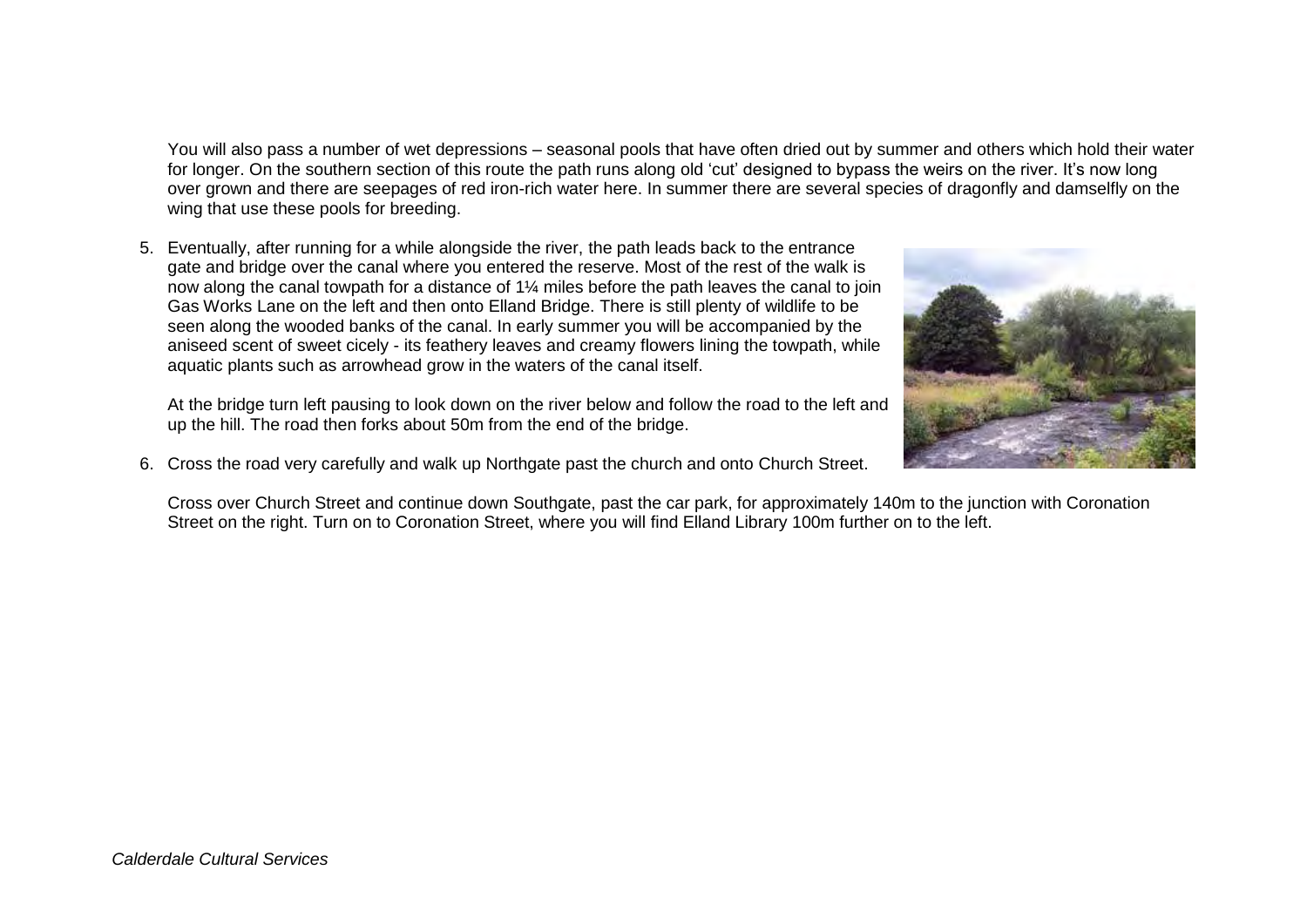You will also pass a number of wet depressions – seasonal pools that have often dried out by summer and others which hold their water for longer. On the southern section of this route the path runs along old 'cut' designed to bypass the weirs on the river. It's now long over grown and there are seepages of red iron-rich water here. In summer there are several species of dragonfly and damselfly on the wing that use these pools for breeding.

5. Eventually, after running for a while alongside the river, the path leads back to the entrance gate and bridge over the canal where you entered the reserve. Most of the rest of the walk is now along the canal towpath for a distance of 1¼ miles before the path leaves the canal to join Gas Works Lane on the left and then onto Elland Bridge. There is still plenty of wildlife to be seen along the wooded banks of the canal. In early summer you will be accompanied by the aniseed scent of sweet cicely - its feathery leaves and creamy flowers lining the towpath, while aquatic plants such as arrowhead grow in the waters of the canal itself.

   At the bridge turn left pausing to look down on the river below and follow the road to the left and up the hill. The road then forks about 50m from the end of the bridge.

6. Cross the road very carefully and walk up Northgate past the church and onto Church Street.

   Cross over Church Street and continue down Southgate, past the car park, for approximately 140m to the junction with Coronation Street on the right. Turn on to Coronation Street, where you will find Elland Library 100m further on to the left.

*Calderdale Cultural Services*